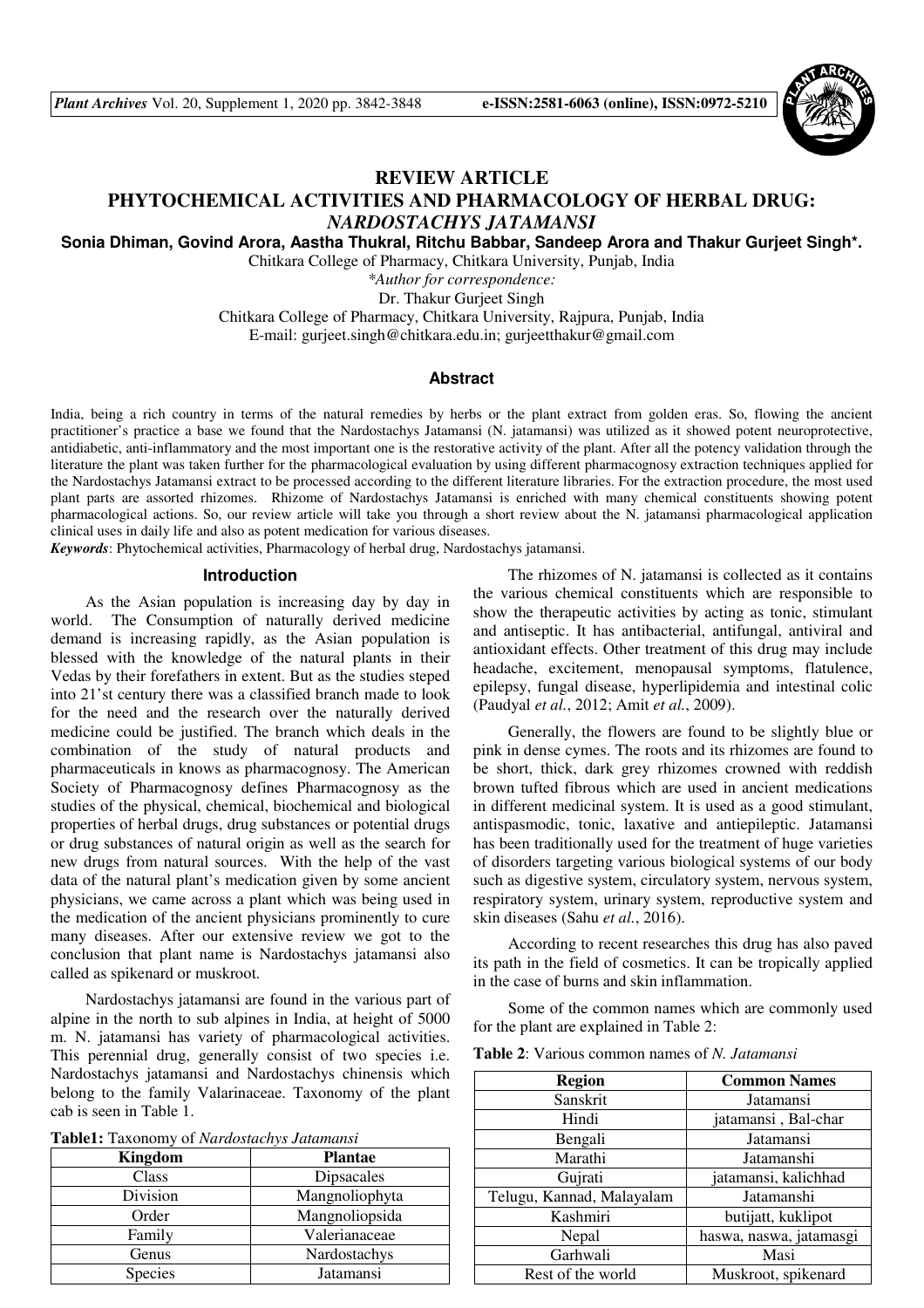# REVIEW ARTICLE

# PHYTOCHEMICAL ACTIVITIES AND PHARMACOLOGY OF HERBAL DRUG: *NARDOSTACHYS JATAMANSI*

**Sonia Dhiman, Govind Arora, Aastha Thukral, Ritchu Babbar, Sandeep Arora and Thakur Gurjeet Singh\*.**

Chitkara College of Pharmacy, Chitkara University, Punjab, India

*\*Author for correspondence:*

Dr. Thakur Gurjeet Singh

Chitkara College of Pharmacy, Chitkara University, Rajpura, Punjab, India

E-mail: gurjeet.singh@chitkara.edu.in; gurjeetthakur@gmail.com

## Abstract

India, being a rich country in terms of the natural remedies by herbs or the plant extract from golden eras. So, flowing the ancient practitioner's practice a base we found that the Nardostachys Jatamansi (N. jatamansi) was utilized as it showed potent neuroprotective, antidiabetic, anti-inflammatory and the most important one is the restorative activity of the plant. After all the potency validation through the literature the plant was taken further for the pharmacological evaluation by using different pharmacognosy extraction techniques applied for the Nardostachys Jatamansi extract to be processed according to the different literature libraries. For the extraction procedure, the most used plant parts are assorted rhizomes. Rhizome of Nardostachys Jatamansi is enriched with many chemical constituents showing potent pharmacological actions. So, our review article will take you through a short review about the N. jatamansi pharmacological application clinical uses in daily life and also as potent medication for various diseases.

***Keywords***: Phytochemical activities, Pharmacology of herbal drug, Nardostachys jatamansi.

## Introduction

As the Asian population is increasing day by day in world. The Consumption of naturally derived medicine demand is increasing rapidly, as the Asian population is blessed with the knowledge of the natural plants in their Vedas by their forefathers in extent. But as the studies steped into 21'st century there was a classified branch made to look for the need and the research over the naturally derived medicine could be justified. The branch which deals in the combination of the study of natural products and pharmaceuticals in knows as pharmacognosy. The American Society of Pharmacognosy defines Pharmacognosy as the studies of the physical, chemical, biochemical and biological properties of herbal drugs, drug substances or potential drugs or drug substances of natural origin as well as the search for new drugs from natural sources. With the help of the vast data of the natural plant's medication given by some ancient physicians, we came across a plant which was being used in the medication of the ancient physicians prominently to cure many diseases. After our extensive review we got to the conclusion that plant name is Nardostachys jatamansi also called as spikenard or muskroot.

Nardostachys jatamansi are found in the various part of alpine in the north to sub alpines in India, at height of 5000 m. N. jatamansi has variety of pharmacological activities. This perennial drug, generally consist of two species i.e. Nardostachys jatamansi and Nardostachys chinensis which belong to the family Valarinaceae. Taxonomy of the plant cab is seen in Table 1.

**Table1:** Taxonomy of *Nardostachys Jatamansi*

| Kingdom | Plantae |
|---|---|
| Class | Dipsacales |
| Division | Mangnoliophyta |
| Order | Mangnoliopsida |
| Family | Valerianaceae |
| Genus | Nardostachys |
| Species | Jatamansi |

The rhizomes of N. jatamansi is collected as it contains the various chemical constituents which are responsible to show the therapeutic activities by acting as tonic, stimulant and antiseptic. It has antibacterial, antifungal, antiviral and antioxidant effects. Other treatment of this drug may include headache, excitement, menopausal symptoms, flatulence, epilepsy, fungal disease, hyperlipidemia and intestinal colic (Paudyal *et al.*, 2012; Amit *et al.*, 2009).

Generally, the flowers are found to be slightly blue or pink in dense cymes. The roots and its rhizomes are found to be short, thick, dark grey rhizomes crowned with reddish brown tufted fibrous which are used in ancient medications in different medicinal system. It is used as a good stimulant, antispasmodic, tonic, laxative and antiepileptic. Jatamansi has been traditionally used for the treatment of huge varieties of disorders targeting various biological systems of our body such as digestive system, circulatory system, nervous system, respiratory system, urinary system, reproductive system and skin diseases (Sahu *et al.*, 2016).

According to recent researches this drug has also paved its path in the field of cosmetics. It can be tropically applied in the case of burns and skin inflammation.

Some of the common names which are commonly used for the plant are explained in Table 2:

**Table 2**: Various common names of *N. Jatamansi*

| Region | Common Names |
|---|---|
| Sanskrit | Jatamansi |
| Hindi | jatamansi , Bal-char |
| Bengali | Jatamansi |
| Marathi | Jatamanshi |
| Gujrati | jatamansi, kalichhad |
| Telugu, Kannad, Malayalam | Jatamanshi |
| Kashmiri | butijatt, kuklipot |
| Nepal | haswa, naswa, jatamasgi |
| Garhwali | Masi |
| Rest of the world | Muskroot, spikenard |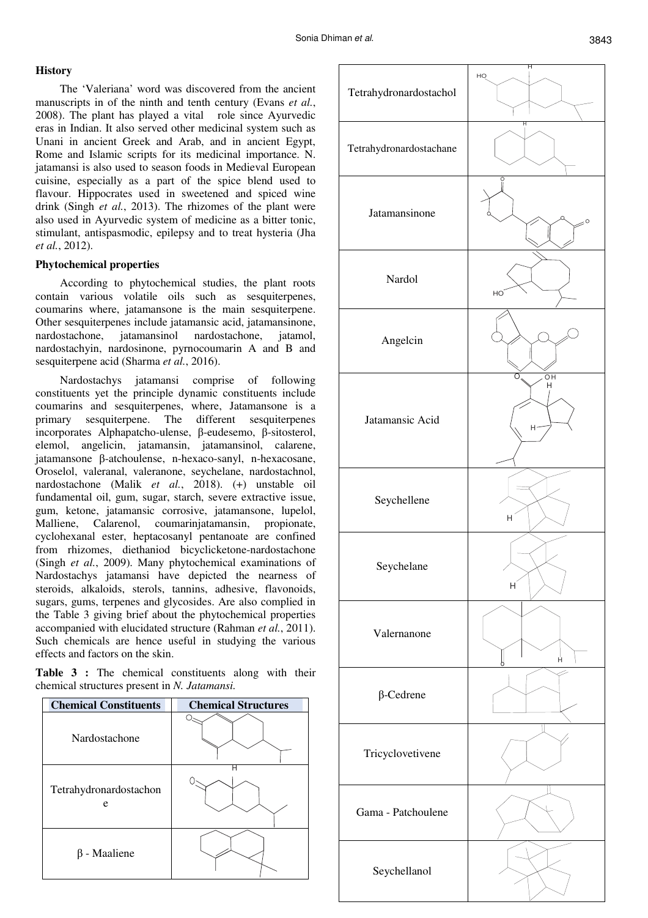## History

The 'Valeriana' word was discovered from the ancient manuscripts in of the ninth and tenth century (Evans *et al.*, 2008). The plant has played a vital role since Ayurvedic eras in Indian. It also served other medicinal system such as Unani in ancient Greek and Arab, and in ancient Egypt, Rome and Islamic scripts for its medicinal importance. N. jatamansi is also used to season foods in Medieval European cuisine, especially as a part of the spice blend used to flavour. Hippocrates used in sweetened and spiced wine drink (Singh *et al.*, 2013). The rhizomes of the plant were also used in Ayurvedic system of medicine as a bitter tonic, stimulant, antispasmodic, epilepsy and to treat hysteria (Jha *et al.*, 2012).

## Phytochemical properties

According to phytochemical studies, the plant roots contain various volatile oils such as sesquiterpenes, coumarins where, jatamansone is the main sesquiterpene. Other sesquiterpenes include jatamansic acid, jatamansinone, nardostachone, jatamansinol nardostachone, jatamol, nardostachyin, nardosinone, pyrnocoumarin A and B and sesquiterpene acid (Sharma *et al.*, 2016).

Nardostachys jatamansi comprise of following constituents yet the principle dynamic constituents include coumarins and sesquiterpenes, where, Jatamansone is a primary sesquiterpene. The different sesquiterpenes incorporates Alphapatcho-ulense, β-eudesemo, β-sitosterol, elemol, angelicin, jatamansin, jatamansinol, calarene, jatamansone β-atchoulense, n-hexaco-sanyl, n-hexacosane, Oroselol, valeranal, valeranone, seychelane, nardostachnol, nardostachone (Malik *et al.*, 2018). (+) unstable oil fundamental oil, gum, sugar, starch, severe extractive issue, gum, ketone, jatamansic corrosive, jatamansone, lupelol, Malliene, Calarenol, coumarinjatamansin, propionate, cyclohexanal ester, heptacosanyl pentanoate are confined from rhizomes, diethaniod bicyclicketone-nardostachone (Singh *et al.*, 2009). Many phytochemical examinations of Nardostachys jatamansi have depicted the nearness of steroids, alkaloids, sterols, tannins, adhesive, flavonoids, sugars, gums, terpenes and glycosides. Are also complied in the Table 3 giving brief about the phytochemical properties accompanied with elucidated structure (Rahman *et al.*, 2011). Such chemicals are hence useful in studying the various effects and factors on the skin.

**Table 3 :** The chemical constituents along with their chemical structures present in *N. Jatamansi.*

| Chemical Constituents | Chemical Structures |
|---|---|
| Nardostachone | |
| Tetrahydronardostachone | |
| β - Maaliene | |
| Tetrahydronardostachol | |
| Tetrahydronardostachane | |
| Jatamansinone | |
| Nardol | |
| Angelcin | |
| Jatamansic Acid | |
| Seychellene | |
| Seychelane | |
| Valernanone | |
| β-Cedrene | |
| Tricyclovetivene | |
| Gama - Patchoulene | |
| Seychellanol | |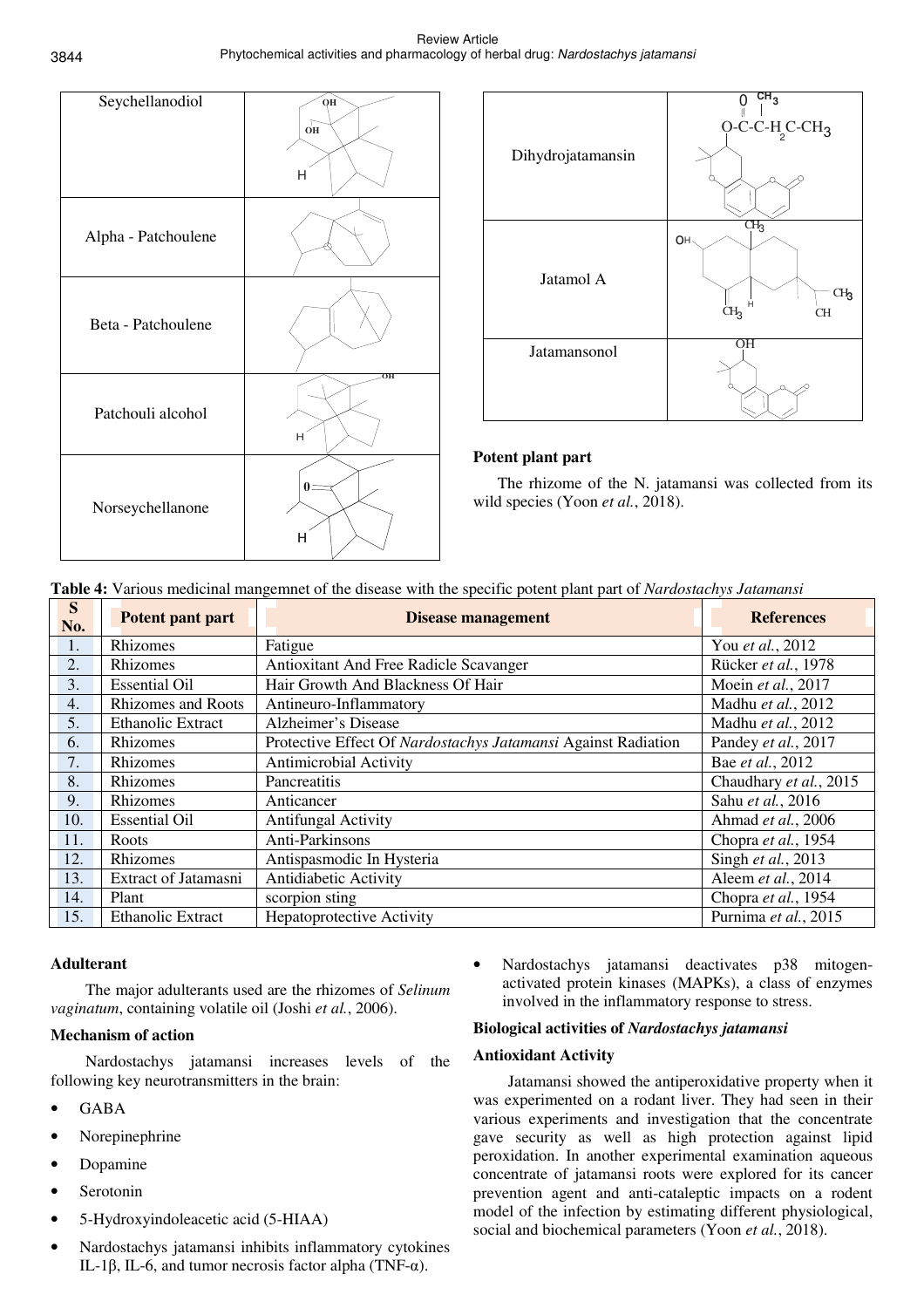| | |
|---|---|
| Seychellanodiol | |
| Alpha - Patchoulene | |
| Beta - Patchoulene | |
| Patchouli alcohol | |
| Norseychellanone | |

| | |
|---|---|
| Dihydrojatamansin | |
| Jatamol A | |
| Jatamansonol | |

**Potent plant part**

The rhizome of the N. jatamansi was collected from its wild species (Yoon *et al.*, 2018).

**Table 4:** Various medicinal mangemnet of the disease with the specific potent plant part of *Nardostachys Jatamansi*

| S No. | Potent pant part | Disease management | References |
|---|---|---|---|
| 1. | Rhizomes | Fatigue | You *et al.*, 2012 |
| 2. | Rhizomes | Antioxitant And Free Radicle Scavanger | Rücker *et al.*, 1978 |
| 3. | Essential Oil | Hair Growth And Blackness Of Hair | Moein *et al.*, 2017 |
| 4. | Rhizomes and Roots | Antineuro-Inflammatory | Madhu *et al.*, 2012 |
| 5. | Ethanolic Extract | Alzheimer's Disease | Madhu *et al.*, 2012 |
| 6. | Rhizomes | Protective Effect Of *Nardostachys Jatamansi* Against Radiation | Pandey *et al.*, 2017 |
| 7. | Rhizomes | Antimicrobial Activity | Bae *et al.*, 2012 |
| 8. | Rhizomes | Pancreatitis | Chaudhary *et al.*, 2015 |
| 9. | Rhizomes | Anticancer | Sahu *et al.*, 2016 |
| 10. | Essential Oil | Antifungal Activity | Ahmad *et al.*, 2006 |
| 11. | Roots | Anti-Parkinsons | Chopra *et al.*, 1954 |
| 12. | Rhizomes | Antispasmodic In Hysteria | Singh *et al.*, 2013 |
| 13. | Extract of Jatamasni | Antidiabetic Activity | Aleem *et al.*, 2014 |
| 14. | Plant | scorpion sting | Chopra *et al.*, 1954 |
| 15. | Ethanolic Extract | Hepatoprotective Activity | Purnima *et al.*, 2015 |

**Adulterant**

The major adulterants used are the rhizomes of *Selinum vaginatum*, containing volatile oil (Joshi *et al.*, 2006).

**Mechanism of action**

Nardostachys jatamansi increases levels of the following key neurotransmitters in the brain:

- GABA
- Norepinephrine
- Dopamine
- Serotonin
- 5-Hydroxyindoleacetic acid (5-HIAA)
- Nardostachys jatamansi inhibits inflammatory cytokines IL-1β, IL-6, and tumor necrosis factor alpha (TNF-α).
- Nardostachys jatamansi deactivates p38 mitogen-activated protein kinases (MAPKs), a class of enzymes involved in the inflammatory response to stress.

**Biological activities of *Nardostachys jatamansi***

**Antioxidant Activity**

Jatamansi showed the antiperoxidative property when it was experimented on a rodant liver. They had seen in their various experiments and investigation that the concentrate gave security as well as high protection against lipid peroxidation. In another experimental examination aqueous concentrate of jatamansi roots were explored for its cancer prevention agent and anti-cataleptic impacts on a rodent model of the infection by estimating different physiological, social and biochemical parameters (Yoon *et al.*, 2018).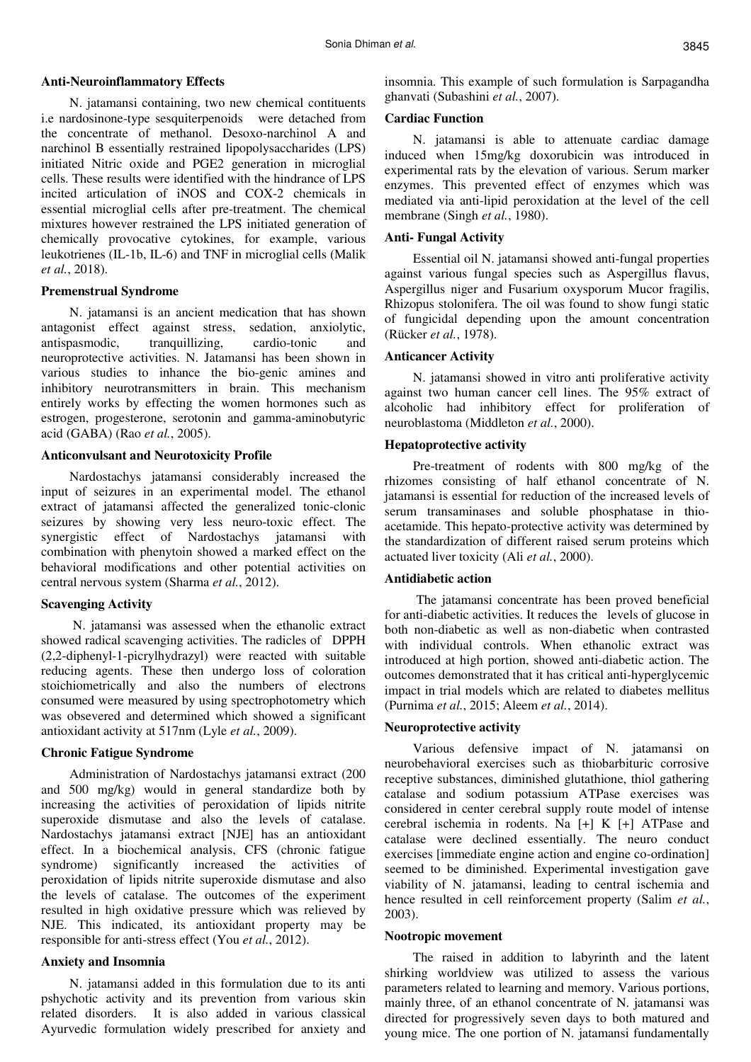### Anti-Neuroinflammatory Effects

N. jatamansi containing, two new chemical contituents i.e nardosinone-type sesquiterpenoids were detached from the concentrate of methanol. Desoxo-narchinol A and narchinol B essentially restrained lipopolysaccharides (LPS) initiated Nitric oxide and PGE2 generation in microglial cells. These results were identified with the hindrance of LPS incited articulation of iNOS and COX-2 chemicals in essential microglial cells after pre-treatment. The chemical mixtures however restrained the LPS initiated generation of chemically provocative cytokines, for example, various leukotrienes (IL-1b, IL-6) and TNF in microglial cells (Malik *et al.*, 2018).

### Premenstrual Syndrome

N. jatamansi is an ancient medication that has shown antagonist effect against stress, sedation, anxiolytic, antispasmodic, tranquillizing, cardio-tonic and neuroprotective activities. N. Jatamansi has been shown in various studies to inhance the bio-genic amines and inhibitory neurotransmitters in brain. This mechanism entirely works by effecting the women hormones such as estrogen, progesterone, serotonin and gamma-aminobutyric acid (GABA) (Rao *et al.*, 2005).

### Anticonvulsant and Neurotoxicity Profile

Nardostachys jatamansi considerably increased the input of seizures in an experimental model. The ethanol extract of jatamansi affected the generalized tonic-clonic seizures by showing very less neuro-toxic effect. The synergistic effect of Nardostachys jatamansi with combination with phenytoin showed a marked effect on the behavioral modifications and other potential activities on central nervous system (Sharma *et al.*, 2012).

### Scavenging Activity

N. jatamansi was assessed when the ethanolic extract showed radical scavenging activities. The radicles of DPPH (2,2-diphenyl-1-picrylhydrazyl) were reacted with suitable reducing agents. These then undergo loss of coloration stoichiometrically and also the numbers of electrons consumed were measured by using spectrophotometry which was obsevered and determined which showed a significant antioxidant activity at 517nm (Lyle *et al.*, 2009).

### Chronic Fatigue Syndrome

Administration of Nardostachys jatamansi extract (200 and 500 mg/kg) would in general standardize both by increasing the activities of peroxidation of lipids nitrite superoxide dismutase and also the levels of catalase. Nardostachys jatamansi extract [NJE] has an antioxidant effect. In a biochemical analysis, CFS (chronic fatigue syndrome) significantly increased the activities of peroxidation of lipids nitrite superoxide dismutase and also the levels of catalase. The outcomes of the experiment resulted in high oxidative pressure which was relieved by NJE. This indicated, its antioxidant property may be responsible for anti-stress effect (You *et al.*, 2012).

### Anxiety and Insomnia

N. jatamansi added in this formulation due to its anti pshychotic activity and its prevention from various skin related disorders. It is also added in various classical Ayurvedic formulation widely prescribed for anxiety and insomnia. This example of such formulation is Sarpagandha ghanvati (Subashini *et al.*, 2007).

### Cardiac Function

N. jatamansi is able to attenuate cardiac damage induced when 15mg/kg doxorubicin was introduced in experimental rats by the elevation of various. Serum marker enzymes. This prevented effect of enzymes which was mediated via anti-lipid peroxidation at the level of the cell membrane (Singh *et al.*, 1980).

### Anti- Fungal Activity

Essential oil N. jatamansi showed anti-fungal properties against various fungal species such as Aspergillus flavus, Aspergillus niger and Fusarium oxysporum Mucor fragilis, Rhizopus stolonifera. The oil was found to show fungi static of fungicidal depending upon the amount concentration (Rücker *et al.*, 1978).

### Anticancer Activity

N. jatamansi showed in vitro anti proliferative activity against two human cancer cell lines. The 95% extract of alcoholic had inhibitory effect for proliferation of neuroblastoma (Middleton *et al.*, 2000).

### Hepatoprotective activity

Pre-treatment of rodents with 800 mg/kg of the rhizomes consisting of half ethanol concentrate of N. jatamansi is essential for reduction of the increased levels of serum transaminases and soluble phosphatase in thio-acetamide. This hepato-protective activity was determined by the standardization of different raised serum proteins which actuated liver toxicity (Ali *et al.*, 2000).

### Antidiabetic action

The jatamansi concentrate has been proved beneficial for anti-diabetic activities. It reduces the levels of glucose in both non-diabetic as well as non-diabetic when contrasted with individual controls. When ethanolic extract was introduced at high portion, showed anti-diabetic action. The outcomes demonstrated that it has critical anti-hyperglycemic impact in trial models which are related to diabetes mellitus (Purnima *et al.*, 2015; Aleem *et al.*, 2014).

### Neuroprotective activity

Various defensive impact of N. jatamansi on neurobehavioral exercises such as thiobarbituric corrosive receptive substances, diminished glutathione, thiol gathering catalase and sodium potassium ATPase exercises was considered in center cerebral supply route model of intense cerebral ischemia in rodents. Na [+] K [+] ATPase and catalase were declined essentially. The neuro conduct exercises [immediate engine action and engine co-ordination] seemed to be diminished. Experimental investigation gave viability of N. jatamansi, leading to central ischemia and hence resulted in cell reinforcement property (Salim *et al.*, 2003).

### Nootropic movement

The raised in addition to labyrinth and the latent shirking worldview was utilized to assess the various parameters related to learning and memory. Various portions, mainly three, of an ethanol concentrate of N. jatamansi was directed for progressively seven days to both matured and young mice. The one portion of N. jatamansi fundamentally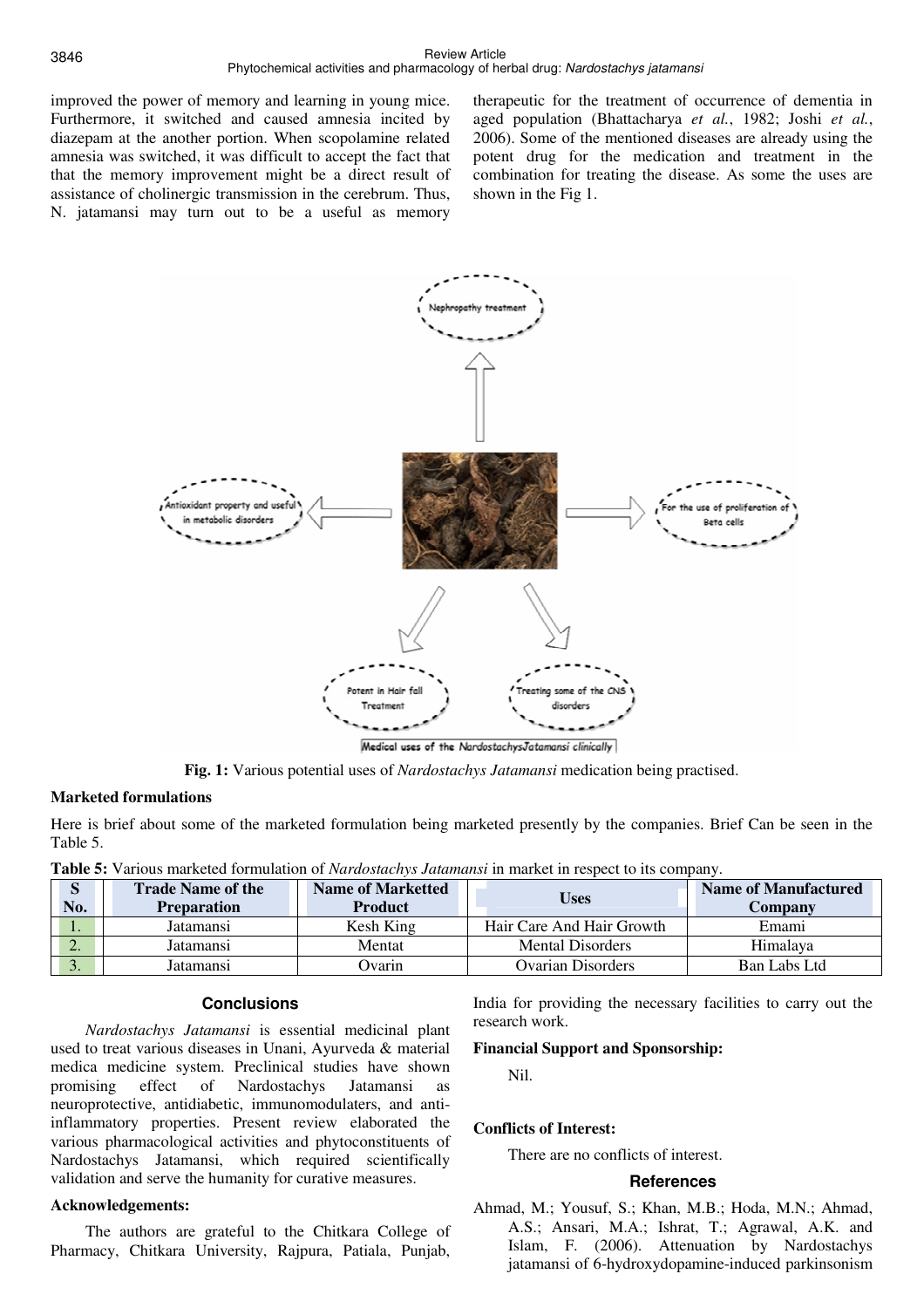improved the power of memory and learning in young mice. Furthermore, it switched and caused amnesia incited by diazepam at the another portion. When scopolamine related amnesia was switched, it was difficult to accept the fact that that the memory improvement might be a direct result of assistance of cholinergic transmission in the cerebrum. Thus, N. jatamansi may turn out to be a useful as memory therapeutic for the treatment of occurrence of dementia in aged population (Bhattacharya *et al.*, 1982; Joshi *et al.*, 2006). Some of the mentioned diseases are already using the potent drug for the medication and treatment in the combination for treating the disease. As some the uses are shown in the Fig 1.

Nephropathy treatment

Antioxidant property and useful in metabolic disorders

For the use of proliferation of Beta cells

Potent in Hair fall Treatment

Treating some of the CNS disorders

Medical uses of the NardostachysJatamansi clinically

**Fig. 1:** Various potential uses of *Nardostachys Jatamansi* medication being practised.

### Marketed formulations

Here is brief about some of the marketed formulation being marketed presently by the companies. Brief Can be seen in the Table 5.

**Table 5:** Various marketed formulation of *Nardostachys Jatamansi* in market in respect to its company.

| S No. | Trade Name of the Preparation | Name of Marketted Product | Uses | Name of Manufactured Company |
|---|---|---|---|---|
| 1. | Jatamansi | Kesh King | Hair Care And Hair Growth | Emami |
| 2. | Jatamansi | Mentat | Mental Disorders | Himalaya |
| 3. | Jatamansi | Ovarin | Ovarian Disorders | Ban Labs Ltd |

## Conclusions

*Nardostachys Jatamansi* is essential medicinal plant used to treat various diseases in Unani, Ayurveda & material medica medicine system. Preclinical studies have shown promising effect of Nardostachys Jatamansi as neuroprotective, antidiabetic, immunomodulaters, and anti-inflammatory properties. Present review elaborated the various pharmacological activities and phytoconstituents of Nardostachys Jatamansi, which required scientifically validation and serve the humanity for curative measures.

### Acknowledgements:

The authors are grateful to the Chitkara College of Pharmacy, Chitkara University, Rajpura, Patiala, Punjab, India for providing the necessary facilities to carry out the research work.

### Financial Support and Sponsorship:

Nil.

### Conflicts of Interest:

There are no conflicts of interest.

## References

Ahmad, M.; Yousuf, S.; Khan, M.B.; Hoda, M.N.; Ahmad, A.S.; Ansari, M.A.; Ishrat, T.; Agrawal, A.K. and Islam, F. (2006). Attenuation by Nardostachys jatamansi of 6-hydroxydopamine-induced parkinsonism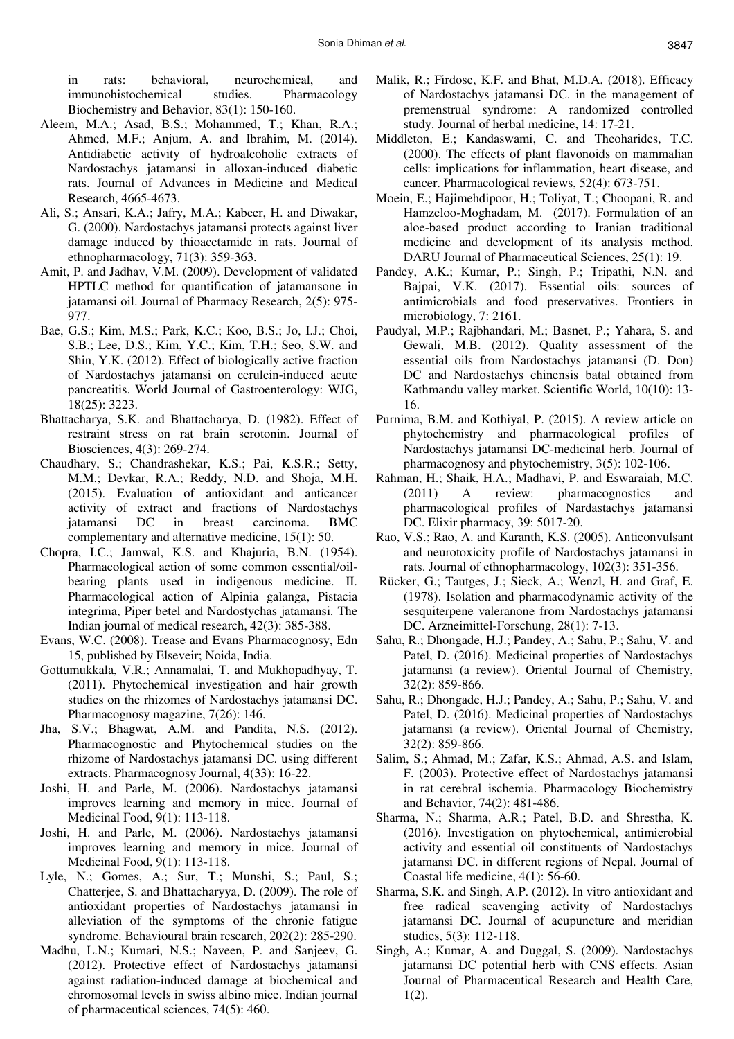in rats: behavioral, neurochemical, and immunohistochemical studies. Pharmacology Biochemistry and Behavior, 83(1): 150-160.

Aleem, M.A.; Asad, B.S.; Mohammed, T.; Khan, R.A.; Ahmed, M.F.; Anjum, A. and Ibrahim, M. (2014). Antidiabetic activity of hydroalcoholic extracts of Nardostachys jatamansi in alloxan-induced diabetic rats. Journal of Advances in Medicine and Medical Research, 4665-4673.

Ali, S.; Ansari, K.A.; Jafry, M.A.; Kabeer, H. and Diwakar, G. (2000). Nardostachys jatamansi protects against liver damage induced by thioacetamide in rats. Journal of ethnopharmacology, 71(3): 359-363.

Amit, P. and Jadhav, V.M. (2009). Development of validated HPTLC method for quantification of jatamansone in jatamansi oil. Journal of Pharmacy Research, 2(5): 975-977.

Bae, G.S.; Kim, M.S.; Park, K.C.; Koo, B.S.; Jo, I.J.; Choi, S.B.; Lee, D.S.; Kim, Y.C.; Kim, T.H.; Seo, S.W. and Shin, Y.K. (2012). Effect of biologically active fraction of Nardostachys jatamansi on cerulein-induced acute pancreatitis. World Journal of Gastroenterology: WJG, 18(25): 3223.

Bhattacharya, S.K. and Bhattacharya, D. (1982). Effect of restraint stress on rat brain serotonin. Journal of Biosciences, 4(3): 269-274.

Chaudhary, S.; Chandrashekar, K.S.; Pai, K.S.R.; Setty, M.M.; Devkar, R.A.; Reddy, N.D. and Shoja, M.H. (2015). Evaluation of antioxidant and anticancer activity of extract and fractions of Nardostachys jatamansi DC in breast carcinoma. BMC complementary and alternative medicine, 15(1): 50.

Chopra, I.C.; Jamwal, K.S. and Khajuria, B.N. (1954). Pharmacological action of some common essential/oil-bearing plants used in indigenous medicine. II. Pharmacological action of Alpinia galanga, Pistacia integrima, Piper betel and Nardostychas jatamansi. The Indian journal of medical research, 42(3): 385-388.

Evans, W.C. (2008). Trease and Evans Pharmacognosy, Edn 15, published by Elseveir; Noida, India.

Gottumukkala, V.R.; Annamalai, T. and Mukhopadhyay, T. (2011). Phytochemical investigation and hair growth studies on the rhizomes of Nardostachys jatamansi DC. Pharmacognosy magazine, 7(26): 146.

Jha, S.V.; Bhagwat, A.M. and Pandita, N.S. (2012). Pharmacognostic and Phytochemical studies on the rhizome of Nardostachys jatamansi DC. using different extracts. Pharmacognosy Journal, 4(33): 16-22.

Joshi, H. and Parle, M. (2006). Nardostachys jatamansi improves learning and memory in mice. Journal of Medicinal Food, 9(1): 113-118.

Joshi, H. and Parle, M. (2006). Nardostachys jatamansi improves learning and memory in mice. Journal of Medicinal Food, 9(1): 113-118.

Lyle, N.; Gomes, A.; Sur, T.; Munshi, S.; Paul, S.; Chatterjee, S. and Bhattacharyya, D. (2009). The role of antioxidant properties of Nardostachys jatamansi in alleviation of the symptoms of the chronic fatigue syndrome. Behavioural brain research, 202(2): 285-290.

Madhu, L.N.; Kumari, N.S.; Naveen, P. and Sanjeev, G. (2012). Protective effect of Nardostachys jatamansi against radiation-induced damage at biochemical and chromosomal levels in swiss albino mice. Indian journal of pharmaceutical sciences, 74(5): 460.

Malik, R.; Firdose, K.F. and Bhat, M.D.A. (2018). Efficacy of Nardostachys jatamansi DC. in the management of premenstrual syndrome: A randomized controlled study. Journal of herbal medicine, 14: 17-21.

Middleton, E.; Kandaswami, C. and Theoharides, T.C. (2000). The effects of plant flavonoids on mammalian cells: implications for inflammation, heart disease, and cancer. Pharmacological reviews, 52(4): 673-751.

Moein, E.; Hajimehdipoor, H.; Toliyat, T.; Choopani, R. and Hamzeloo-Moghadam, M. (2017). Formulation of an aloe-based product according to Iranian traditional medicine and development of its analysis method. DARU Journal of Pharmaceutical Sciences, 25(1): 19.

Pandey, A.K.; Kumar, P.; Singh, P.; Tripathi, N.N. and Bajpai, V.K. (2017). Essential oils: sources of antimicrobials and food preservatives. Frontiers in microbiology, 7: 2161.

Paudyal, M.P.; Rajbhandari, M.; Basnet, P.; Yahara, S. and Gewali, M.B. (2012). Quality assessment of the essential oils from Nardostachys jatamansi (D. Don) DC and Nardostachys chinensis batal obtained from Kathmandu valley market. Scientific World, 10(10): 13-16.

Purnima, B.M. and Kothiyal, P. (2015). A review article on phytochemistry and pharmacological profiles of Nardostachys jatamansi DC-medicinal herb. Journal of pharmacognosy and phytochemistry, 3(5): 102-106.

Rahman, H.; Shaik, H.A.; Madhavi, P. and Eswaraiah, M.C. (2011) A review: pharmacognostics and pharmacological profiles of Nardastachys jatamansi DC. Elixir pharmacy, 39: 5017-20.

Rao, V.S.; Rao, A. and Karanth, K.S. (2005). Anticonvulsant and neurotoxicity profile of Nardostachys jatamansi in rats. Journal of ethnopharmacology, 102(3): 351-356.

Rücker, G.; Tautges, J.; Sieck, A.; Wenzl, H. and Graf, E. (1978). Isolation and pharmacodynamic activity of the sesquiterpene valeranone from Nardostachys jatamansi DC. Arzneimittel-Forschung, 28(1): 7-13.

Sahu, R.; Dhongade, H.J.; Pandey, A.; Sahu, P.; Sahu, V. and Patel, D. (2016). Medicinal properties of Nardostachys jatamansi (a review). Oriental Journal of Chemistry, 32(2): 859-866.

Sahu, R.; Dhongade, H.J.; Pandey, A.; Sahu, P.; Sahu, V. and Patel, D. (2016). Medicinal properties of Nardostachys jatamansi (a review). Oriental Journal of Chemistry, 32(2): 859-866.

Salim, S.; Ahmad, M.; Zafar, K.S.; Ahmad, A.S. and Islam, F. (2003). Protective effect of Nardostachys jatamansi in rat cerebral ischemia. Pharmacology Biochemistry and Behavior, 74(2): 481-486.

Sharma, N.; Sharma, A.R.; Patel, B.D. and Shrestha, K. (2016). Investigation on phytochemical, antimicrobial activity and essential oil constituents of Nardostachys jatamansi DC. in different regions of Nepal. Journal of Coastal life medicine, 4(1): 56-60.

Sharma, S.K. and Singh, A.P. (2012). In vitro antioxidant and free radical scavenging activity of Nardostachys jatamansi DC. Journal of acupuncture and meridian studies, 5(3): 112-118.

Singh, A.; Kumar, A. and Duggal, S. (2009). Nardostachys jatamansi DC potential herb with CNS effects. Asian Journal of Pharmaceutical Research and Health Care, 1(2).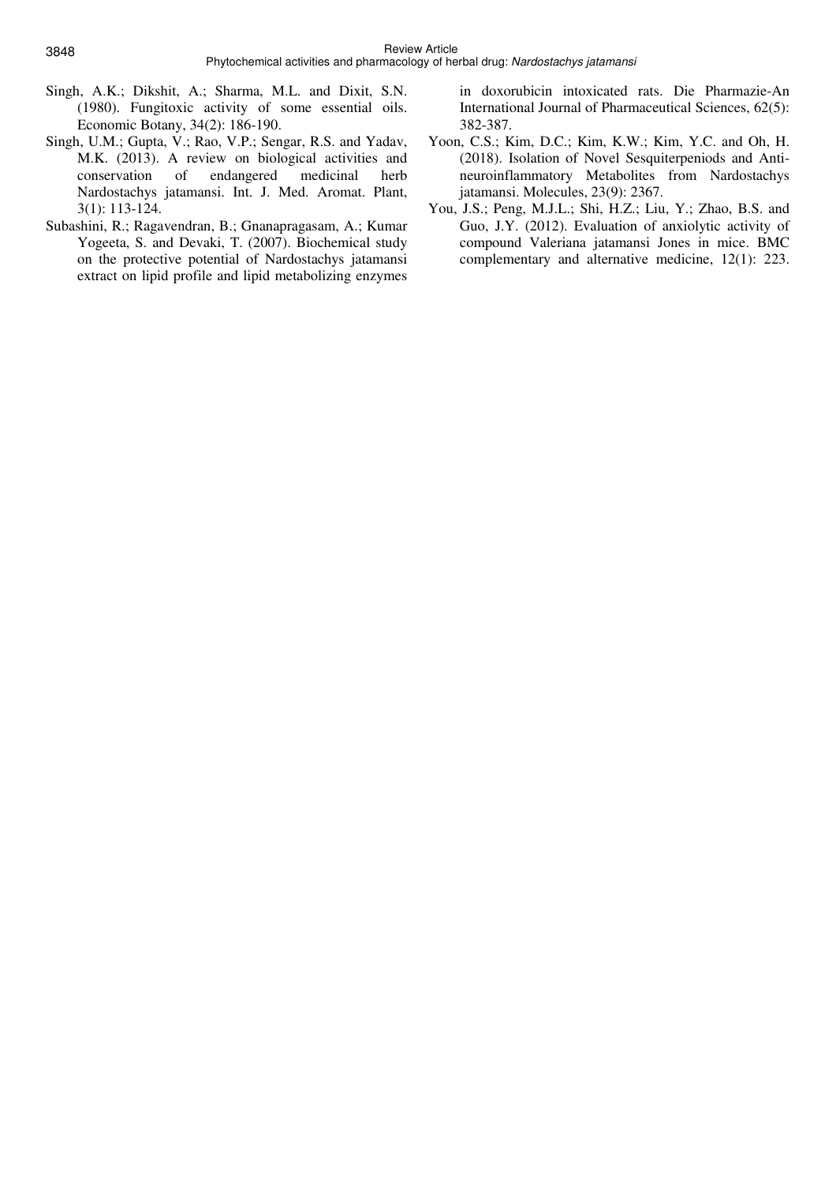Singh, A.K.; Dikshit, A.; Sharma, M.L. and Dixit, S.N. (1980). Fungitoxic activity of some essential oils. Economic Botany, 34(2): 186-190.

Singh, U.M.; Gupta, V.; Rao, V.P.; Sengar, R.S. and Yadav, M.K. (2013). A review on biological activities and conservation of endangered medicinal herb Nardostachys jatamansi. Int. J. Med. Aromat. Plant, 3(1): 113-124.

Subashini, R.; Ragavendran, B.; Gnanapragasam, A.; Kumar Yogeeta, S. and Devaki, T. (2007). Biochemical study on the protective potential of Nardostachys jatamansi extract on lipid profile and lipid metabolizing enzymes in doxorubicin intoxicated rats. Die Pharmazie-An International Journal of Pharmaceutical Sciences, 62(5): 382-387.

Yoon, C.S.; Kim, D.C.; Kim, K.W.; Kim, Y.C. and Oh, H. (2018). Isolation of Novel Sesquiterpeniods and Anti-neuroinflammatory Metabolites from Nardostachys jatamansi. Molecules, 23(9): 2367.

You, J.S.; Peng, M.J.L.; Shi, H.Z.; Liu, Y.; Zhao, B.S. and Guo, J.Y. (2012). Evaluation of anxiolytic activity of compound Valeriana jatamansi Jones in mice. BMC complementary and alternative medicine, 12(1): 223.